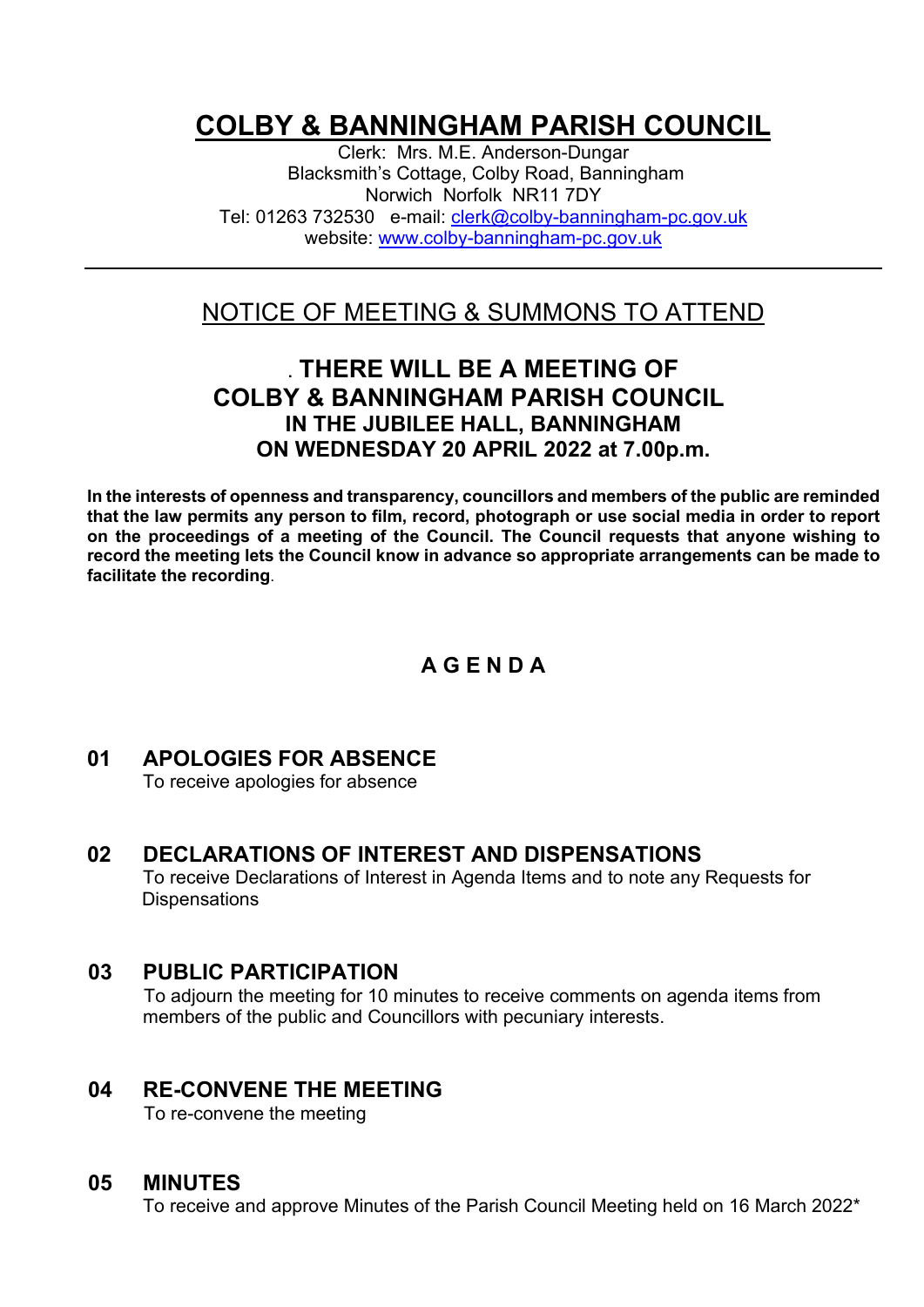# COLBY & BANNINGHAM PARISH COUNCIL

Clerk: Mrs. M.E. Anderson-Dungar
Blacksmith's Cottage, Colby Road, Banningham
Norwich Norfolk NR11 7DY
Tel: 01263 732530 e-mail: clerk@colby-banningham-pc.gov.uk
website: www.colby-banningham-pc.gov.uk

---

## NOTICE OF MEETING & SUMMONS TO ATTEND

### . THERE WILL BE A MEETING OF COLBY & BANNINGHAM PARISH COUNCIL IN THE JUBILEE HALL, BANNINGHAM ON WEDNESDAY 20 APRIL 2022 at 7.00p.m.

**In the interests of openness and transparency, councillors and members of the public are reminded that the law permits any person to film, record, photograph or use social media in order to report on the proceedings of a meeting of the Council. The Council requests that anyone wishing to record the meeting lets the Council know in advance so appropriate arrangements can be made to facilitate the recording**.

## A G E N D A

### 01 APOLOGIES FOR ABSENCE

To receive apologies for absence

### 02 DECLARATIONS OF INTEREST AND DISPENSATIONS

To receive Declarations of Interest in Agenda Items and to note any Requests for Dispensations

### 03 PUBLIC PARTICIPATION

To adjourn the meeting for 10 minutes to receive comments on agenda items from members of the public and Councillors with pecuniary interests.

### 04 RE-CONVENE THE MEETING

To re-convene the meeting

### 05 MINUTES

To receive and approve Minutes of the Parish Council Meeting held on 16 March 2022*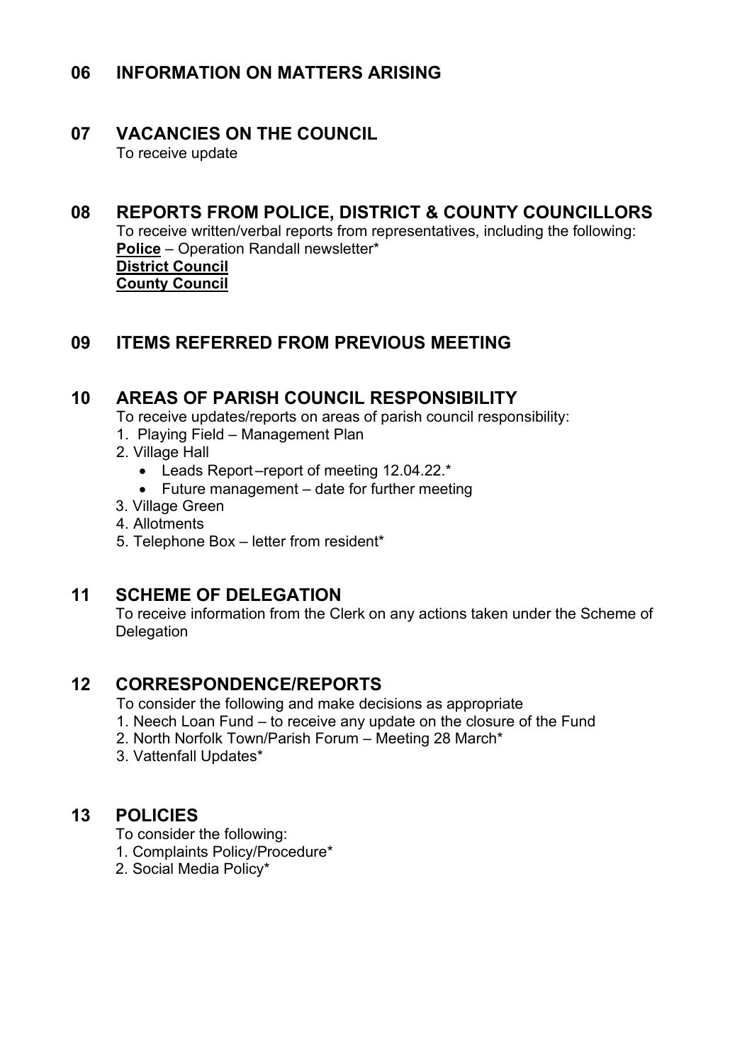## 06 INFORMATION ON MATTERS ARISING

## 07 VACANCIES ON THE COUNCIL

To receive update

## 08 REPORTS FROM POLICE, DISTRICT & COUNTY COUNCILLORS

To receive written/verbal reports from representatives, including the following:

**Police** – Operation Randall newsletter*

**District Council**

**County Council**

## 09 ITEMS REFERRED FROM PREVIOUS MEETING

## 10 AREAS OF PARISH COUNCIL RESPONSIBILITY

To receive updates/reports on areas of parish council responsibility:

1. Playing Field – Management Plan
2. Village Hall
   - Leads Report –report of meeting 12.04.22.*
   - Future management – date for further meeting
3. Village Green
4. Allotments
5. Telephone Box – letter from resident*

## 11 SCHEME OF DELEGATION

To receive information from the Clerk on any actions taken under the Scheme of Delegation

## 12 CORRESPONDENCE/REPORTS

To consider the following and make decisions as appropriate

1. Neech Loan Fund – to receive any update on the closure of the Fund
2. North Norfolk Town/Parish Forum – Meeting 28 March*
3. Vattenfall Updates*

## 13 POLICIES

To consider the following:

1. Complaints Policy/Procedure*
2. Social Media Policy*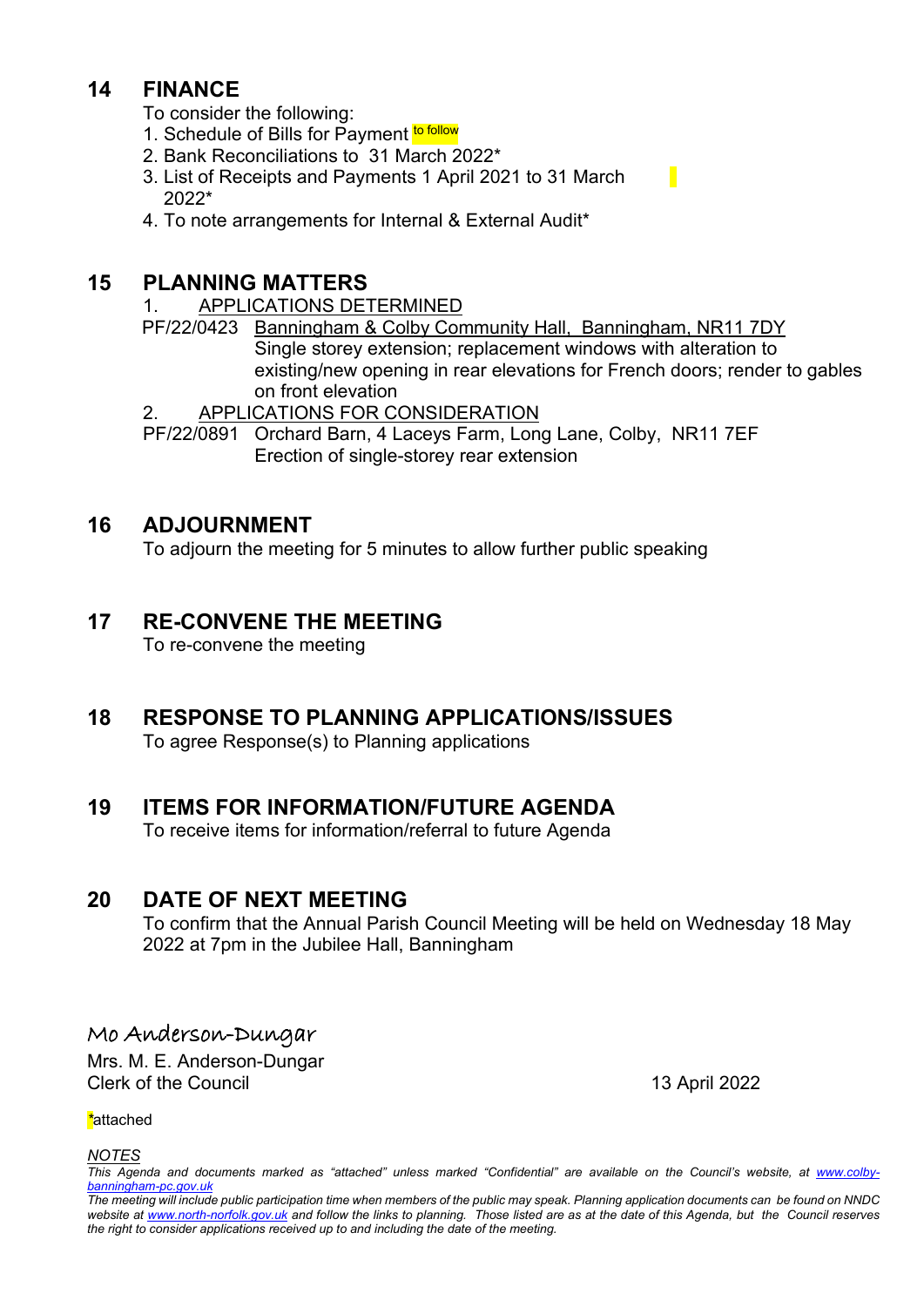## 14 FINANCE

To consider the following:

1. Schedule of Bills for Payment to follow
2. Bank Reconciliations to 31 March 2022*
3. List of Receipts and Payments 1 April 2021 to 31 March 2022*
4. To note arrangements for Internal & External Audit*

## 15 PLANNING MATTERS

1. APPLICATIONS DETERMINED

PF/22/0423 Banningham & Colby Community Hall, Banningham, NR11 7DY
Single storey extension; replacement windows with alteration to existing/new opening in rear elevations for French doors; render to gables on front elevation

2. APPLICATIONS FOR CONSIDERATION

PF/22/0891 Orchard Barn, 4 Laceys Farm, Long Lane, Colby, NR11 7EF
Erection of single-storey rear extension

## 16 ADJOURNMENT

To adjourn the meeting for 5 minutes to allow further public speaking

## 17 RE-CONVENE THE MEETING

To re-convene the meeting

## 18 RESPONSE TO PLANNING APPLICATIONS/ISSUES

To agree Response(s) to Planning applications

## 19 ITEMS FOR INFORMATION/FUTURE AGENDA

To receive items for information/referral to future Agenda

## 20 DATE OF NEXT MEETING

To confirm that the Annual Parish Council Meeting will be held on Wednesday 18 May 2022 at 7pm in the Jubilee Hall, Banningham

*Mo Anderson-Dungar*

Mrs. M. E. Anderson-Dungar
Clerk of the Council

13 April 2022

*attached

*NOTES*

*This Agenda and documents marked as "attached" unless marked "Confidential" are available on the Council's website, at www.colby-banningham-pc.gov.uk*

*The meeting will include public participation time when members of the public may speak. Planning application documents can be found on NNDC website at www.north-norfolk.gov.uk and follow the links to planning. Those listed are as at the date of this Agenda, but the Council reserves the right to consider applications received up to and including the date of the meeting.*